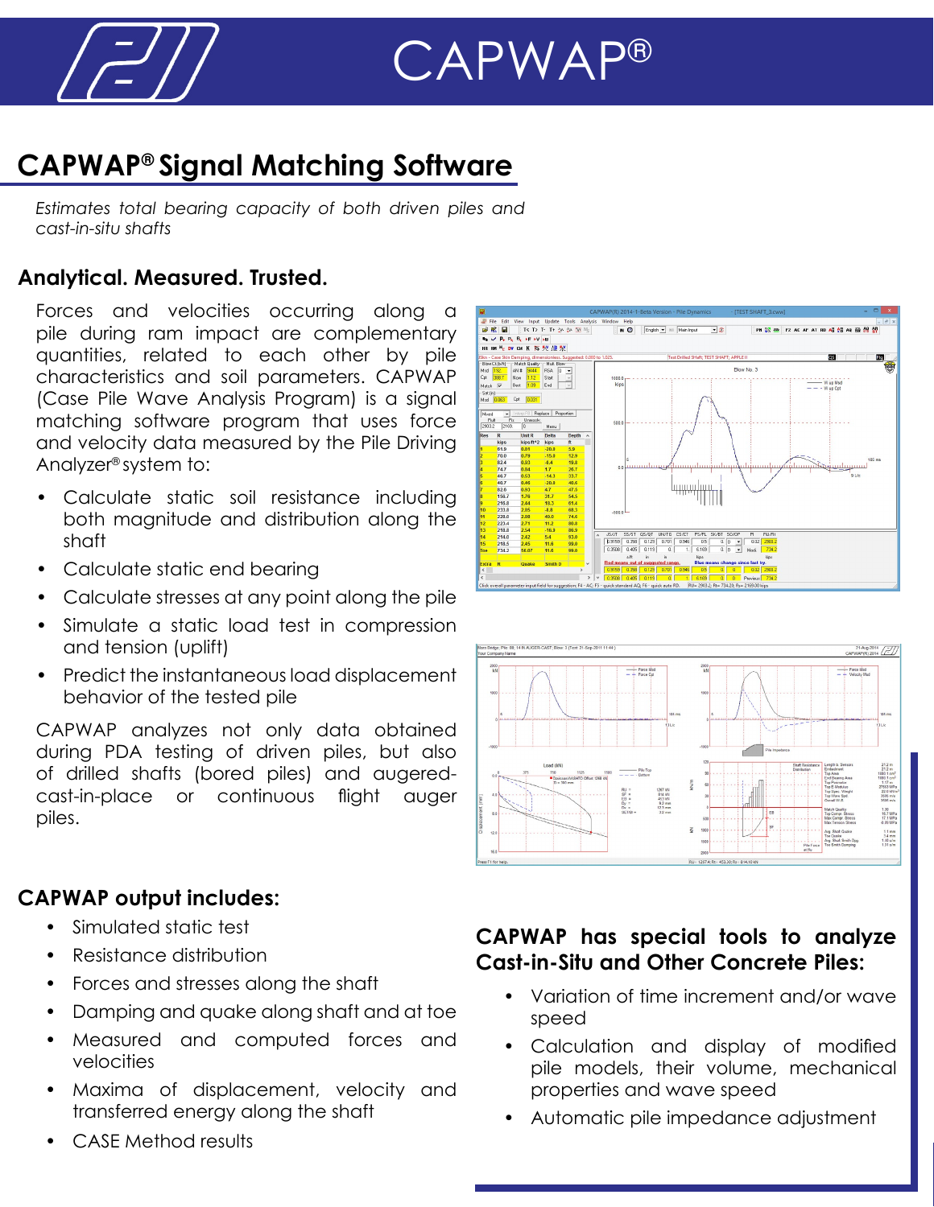# CAPWAP®

## CAPWAP® Signal Matching Software

*Estimates total bearing capacity of both driven piles and cast-in-situ shafts*

### Analytical. Measured. Trusted.

Forces and velocities occurring along a pile during ram impact are complementary quantities, related to each other by pile characteristics and soil parameters. CAPWAP (Case Pile Wave Analysis Program) is a signal matching software program that uses force and velocity data measured by the Pile Driving Analyzer® system to:

- Calculate static soil resistance including both magnitude and distribution along the shaft
- Calculate static end bearing
- Calculate stresses at any point along the pile
- Simulate a static load test in compression and tension (uplift)
- Predict the instantaneous load displacement behavior of the tested pile

CAPWAP analyzes not only data obtained during PDA testing of driven piles, but also of drilled shafts (bored piles) and augered-cast-in-place or continuous flight auger piles.

### CAPWAP output includes:

- Simulated static test
- Resistance distribution
- Forces and stresses along the shaft
- Damping and quake along shaft and at toe
- Measured and computed forces and velocities
- Maxima of displacement, velocity and transferred energy along the shaft
- CASE Method results

### CAPWAP has special tools to analyze Cast-in-Situ and Other Concrete Piles:

- Variation of time increment and/or wave speed
- Calculation and display of modified pile models, their volume, mechanical properties and wave speed
- Automatic pile impedance adjustment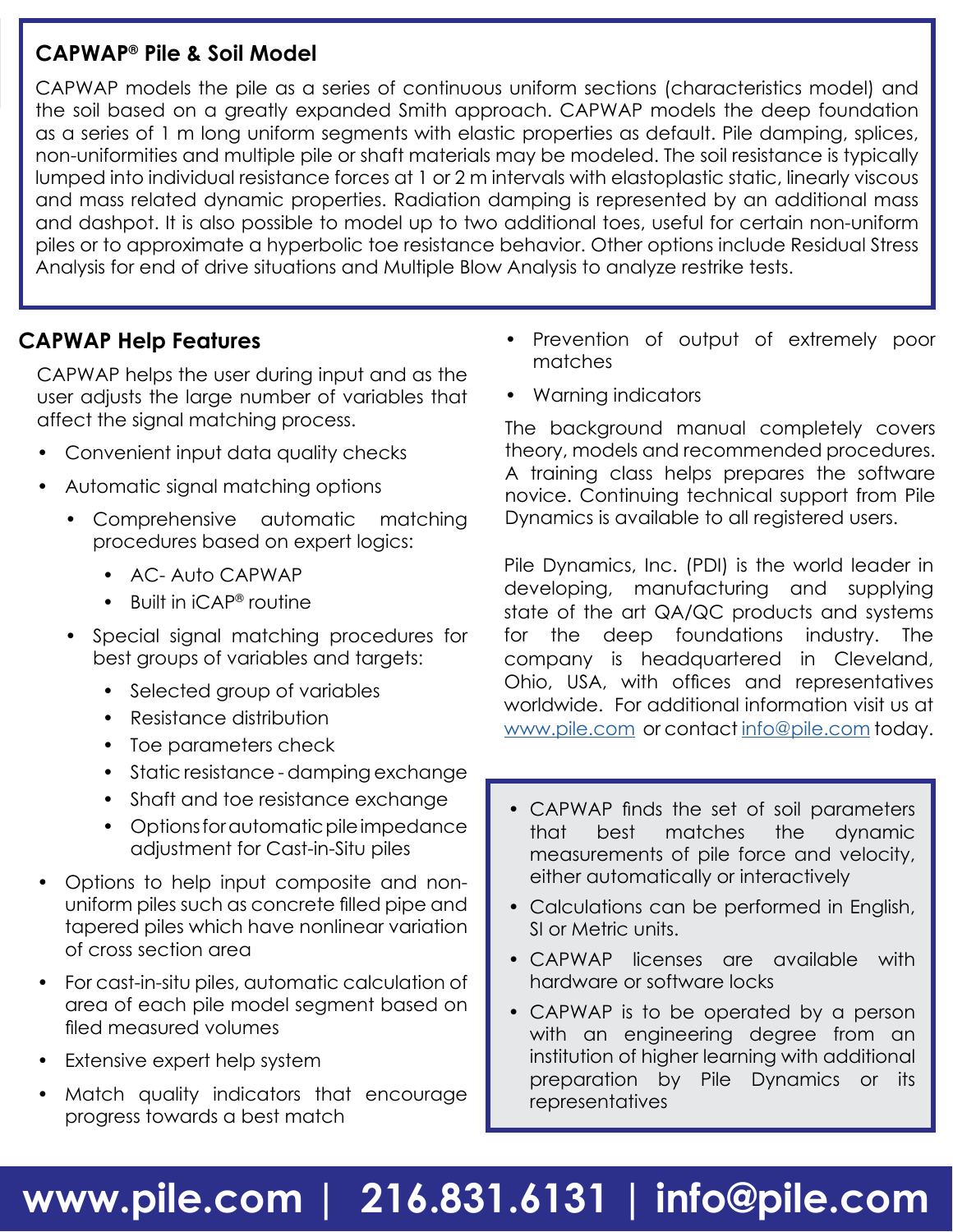## CAPWAP® Pile & Soil Model

CAPWAP models the pile as a series of continuous uniform sections (characteristics model) and the soil based on a greatly expanded Smith approach. CAPWAP models the deep foundation as a series of 1 m long uniform segments with elastic properties as default. Pile damping, splices, non-uniformities and multiple pile or shaft materials may be modeled. The soil resistance is typically lumped into individual resistance forces at 1 or 2 m intervals with elastoplastic static, linearly viscous and mass related dynamic properties. Radiation damping is represented by an additional mass and dashpot. It is also possible to model up to two additional toes, useful for certain non-uniform piles or to approximate a hyperbolic toe resistance behavior. Other options include Residual Stress Analysis for end of drive situations and Multiple Blow Analysis to analyze restrike tests.

## CAPWAP Help Features

CAPWAP helps the user during input and as the user adjusts the large number of variables that affect the signal matching process.

- Convenient input data quality checks
- Automatic signal matching options
  - Comprehensive automatic matching procedures based on expert logics:
    - AC- Auto CAPWAP
    - Built in iCAP® routine
  - Special signal matching procedures for best groups of variables and targets:
    - Selected group of variables
    - Resistance distribution
    - Toe parameters check
    - Static resistance - damping exchange
    - Shaft and toe resistance exchange
    - Options for automatic pile impedance adjustment for Cast-in-Situ piles
- Options to help input composite and non-uniform piles such as concrete filled pipe and tapered piles which have nonlinear variation of cross section area
- For cast-in-situ piles, automatic calculation of area of each pile model segment based on filed measured volumes
- Extensive expert help system
- Match quality indicators that encourage progress towards a best match
- Prevention of output of extremely poor matches
- Warning indicators

The background manual completely covers theory, models and recommended procedures. A training class helps prepares the software novice. Continuing technical support from Pile Dynamics is available to all registered users.

Pile Dynamics, Inc. (PDI) is the world leader in developing, manufacturing and supplying state of the art QA/QC products and systems for the deep foundations industry. The company is headquartered in Cleveland, Ohio, USA, with offices and representatives worldwide. For additional information visit us at www.pile.com or contact info@pile.com today.

- CAPWAP finds the set of soil parameters that best matches the dynamic measurements of pile force and velocity, either automatically or interactively
- Calculations can be performed in English, SI or Metric units.
- CAPWAP licenses are available with hardware or software locks
- CAPWAP is to be operated by a person with an engineering degree from an institution of higher learning with additional preparation by Pile Dynamics or its representatives

**www.pile.com | 216.831.6131 | info@pile.com**